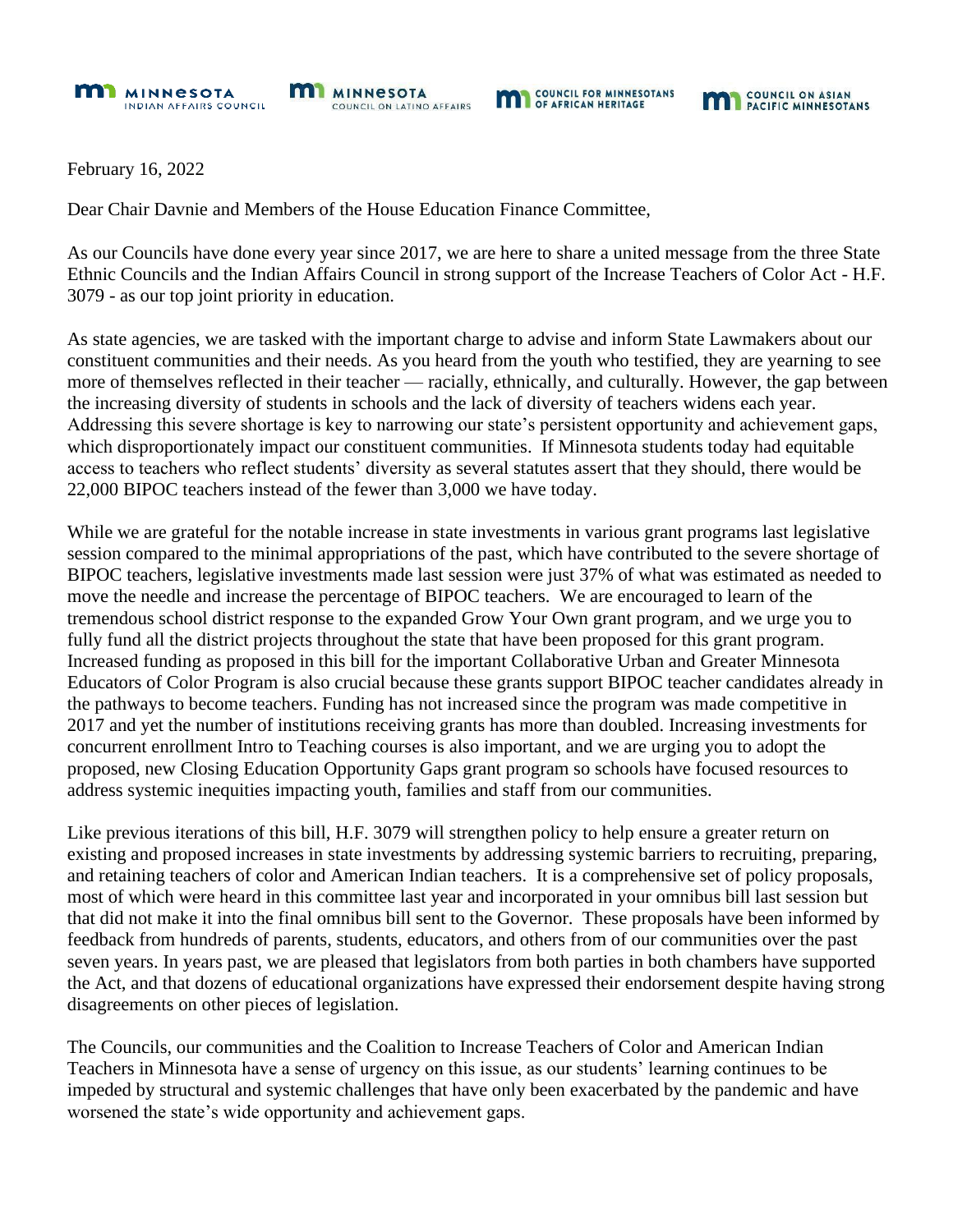MINNESOTA INDIAN AFFAIRS COUNCIL | MINNESOTA COUNCIL ON LATINO AFFAIRS | COUNCIL FOR MINNESOTANS OF AFRICAN HERITAGE | COUNCIL ON ASIAN PACIFIC MINNESOTANS

February 16, 2022

Dear Chair Davnie and Members of the House Education Finance Committee,

As our Councils have done every year since 2017, we are here to share a united message from the three State Ethnic Councils and the Indian Affairs Council in strong support of the Increase Teachers of Color Act - H.F. 3079 - as our top joint priority in education.

As state agencies, we are tasked with the important charge to advise and inform State Lawmakers about our constituent communities and their needs. As you heard from the youth who testified, they are yearning to see more of themselves reflected in their teacher — racially, ethnically, and culturally. However, the gap between the increasing diversity of students in schools and the lack of diversity of teachers widens each year. Addressing this severe shortage is key to narrowing our state's persistent opportunity and achievement gaps, which disproportionately impact our constituent communities. If Minnesota students today had equitable access to teachers who reflect students' diversity as several statutes assert that they should, there would be 22,000 BIPOC teachers instead of the fewer than 3,000 we have today.

While we are grateful for the notable increase in state investments in various grant programs last legislative session compared to the minimal appropriations of the past, which have contributed to the severe shortage of BIPOC teachers, legislative investments made last session were just 37% of what was estimated as needed to move the needle and increase the percentage of BIPOC teachers. We are encouraged to learn of the tremendous school district response to the expanded Grow Your Own grant program, and we urge you to fully fund all the district projects throughout the state that have been proposed for this grant program. Increased funding as proposed in this bill for the important Collaborative Urban and Greater Minnesota Educators of Color Program is also crucial because these grants support BIPOC teacher candidates already in the pathways to become teachers. Funding has not increased since the program was made competitive in 2017 and yet the number of institutions receiving grants has more than doubled. Increasing investments for concurrent enrollment Intro to Teaching courses is also important, and we are urging you to adopt the proposed, new Closing Education Opportunity Gaps grant program so schools have focused resources to address systemic inequities impacting youth, families and staff from our communities.

Like previous iterations of this bill, H.F. 3079 will strengthen policy to help ensure a greater return on existing and proposed increases in state investments by addressing systemic barriers to recruiting, preparing, and retaining teachers of color and American Indian teachers. It is a comprehensive set of policy proposals, most of which were heard in this committee last year and incorporated in your omnibus bill last session but that did not make it into the final omnibus bill sent to the Governor. These proposals have been informed by feedback from hundreds of parents, students, educators, and others from of our communities over the past seven years. In years past, we are pleased that legislators from both parties in both chambers have supported the Act, and that dozens of educational organizations have expressed their endorsement despite having strong disagreements on other pieces of legislation.

The Councils, our communities and the Coalition to Increase Teachers of Color and American Indian Teachers in Minnesota have a sense of urgency on this issue, as our students' learning continues to be impeded by structural and systemic challenges that have only been exacerbated by the pandemic and have worsened the state's wide opportunity and achievement gaps.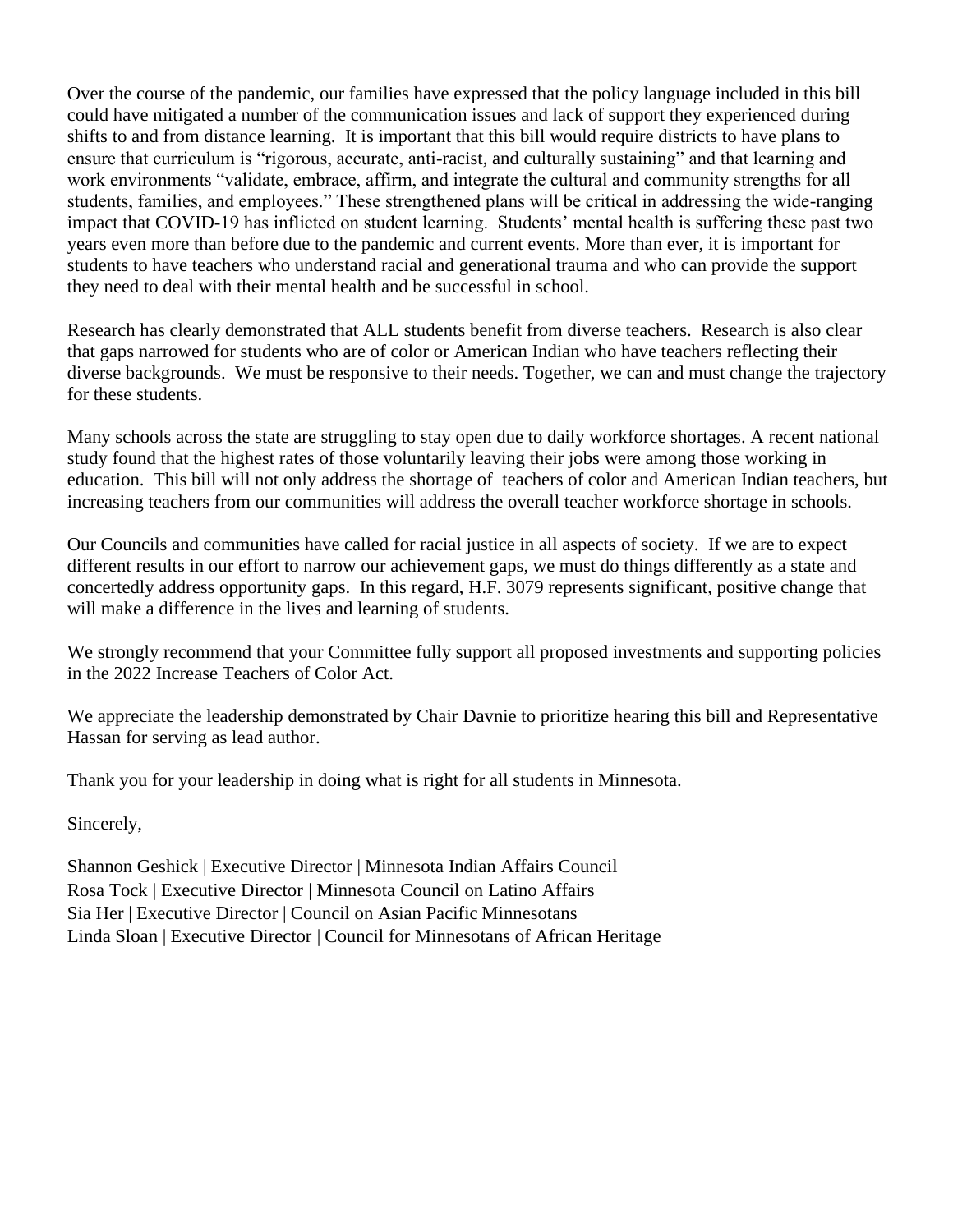Over the course of the pandemic, our families have expressed that the policy language included in this bill could have mitigated a number of the communication issues and lack of support they experienced during shifts to and from distance learning. It is important that this bill would require districts to have plans to ensure that curriculum is "rigorous, accurate, anti-racist, and culturally sustaining" and that learning and work environments "validate, embrace, affirm, and integrate the cultural and community strengths for all students, families, and employees." These strengthened plans will be critical in addressing the wide-ranging impact that COVID-19 has inflicted on student learning. Students' mental health is suffering these past two years even more than before due to the pandemic and current events. More than ever, it is important for students to have teachers who understand racial and generational trauma and who can provide the support they need to deal with their mental health and be successful in school.

Research has clearly demonstrated that ALL students benefit from diverse teachers. Research is also clear that gaps narrowed for students who are of color or American Indian who have teachers reflecting their diverse backgrounds. We must be responsive to their needs. Together, we can and must change the trajectory for these students.

Many schools across the state are struggling to stay open due to daily workforce shortages. A recent national study found that the highest rates of those voluntarily leaving their jobs were among those working in education. This bill will not only address the shortage of teachers of color and American Indian teachers, but increasing teachers from our communities will address the overall teacher workforce shortage in schools.

Our Councils and communities have called for racial justice in all aspects of society. If we are to expect different results in our effort to narrow our achievement gaps, we must do things differently as a state and concertedly address opportunity gaps. In this regard, H.F. 3079 represents significant, positive change that will make a difference in the lives and learning of students.

We strongly recommend that your Committee fully support all proposed investments and supporting policies in the 2022 Increase Teachers of Color Act.

We appreciate the leadership demonstrated by Chair Davnie to prioritize hearing this bill and Representative Hassan for serving as lead author.

Thank you for your leadership in doing what is right for all students in Minnesota.

Sincerely,

Shannon Geshick | Executive Director | Minnesota Indian Affairs Council
Rosa Tock | Executive Director | Minnesota Council on Latino Affairs
Sia Her | Executive Director | Council on Asian Pacific Minnesotans
Linda Sloan | Executive Director | Council for Minnesotans of African Heritage